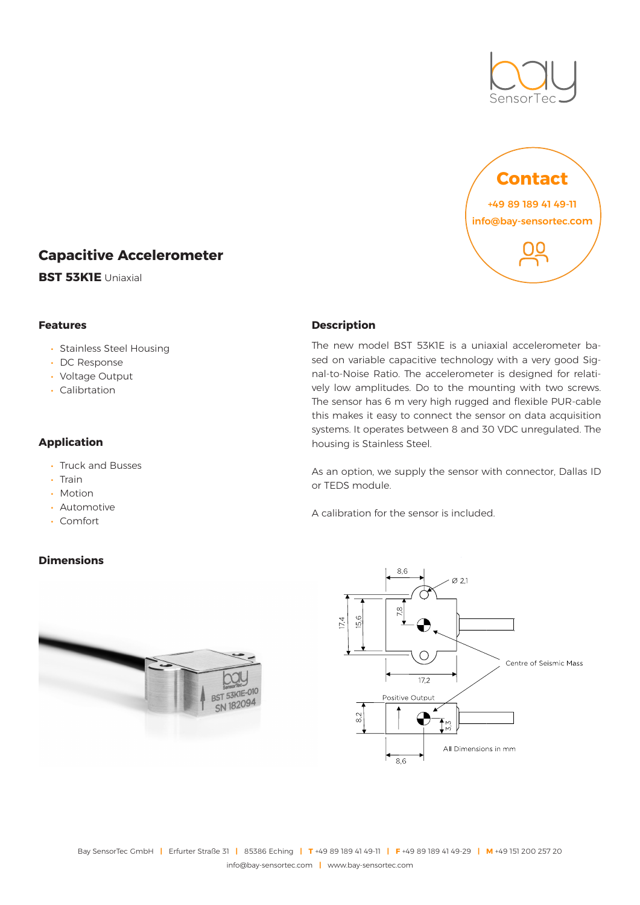# Capacitive Accelerometer

**BST 53K1E** Uniaxial

**Contact**

+49 89 189 41 49-11
info@bay-sensortec.com

## Features

- Stainless Steel Housing
- DC Response
- Voltage Output
- Calibrtation

## Application

- Truck and Busses
- Train
- Motion
- Automotive
- Comfort

## Description

The new model BST 53K1E is a uniaxial accelerometer based on variable capacitive technology with a very good Signal-to-Noise Ratio. The accelerometer is designed for relatively low amplitudes. Do to the mounting with two screws. The sensor has 6 m very high rugged and flexible PUR-cable this makes it easy to connect the sensor on data acquisition systems. It operates between 8 and 30 VDC unregulated. The housing is Stainless Steel.

As an option, we supply the sensor with connector, Dallas ID or TEDS module.

A calibration for the sensor is included.

## Dimensions

Centre of Seismic Mass

Positive Output

All Dimensions in mm

Bay SensorTec GmbH | Erfurter Straße 31 | 85386 Eching | T +49 89 189 41 49-11 | F +49 89 189 41 49-29 | M +49 151 200 257 20
info@bay-sensortec.com | www.bay-sensortec.com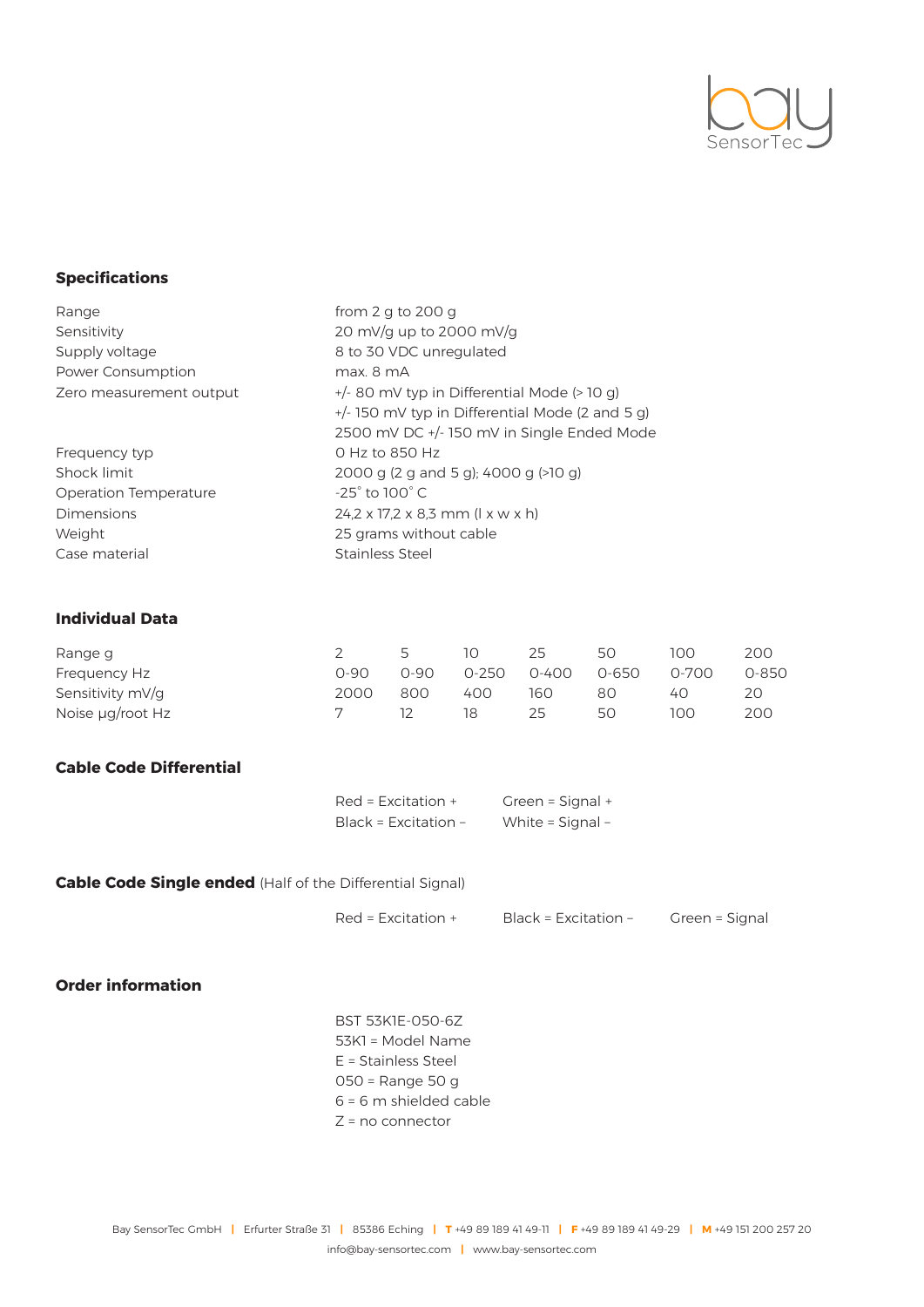## Specifications

| | |
|---|---|
| Range | from 2 g to 200 g |
| Sensitivity | 20 mV/g up to 2000 mV/g |
| Supply voltage | 8 to 30 VDC unregulated |
| Power Consumption | max. 8 mA |
| Zero measurement output | +/- 80 mV typ in Differential Mode (> 10 g)<br>+/- 150 mV typ in Differential Mode (2 and 5 g)<br>2500 mV DC +/- 150 mV in Single Ended Mode |
| Frequency typ | 0 Hz to 850 Hz |
| Shock limit | 2000 g (2 g and 5 g); 4000 g (>10 g) |
| Operation Temperature | -25° to 100° C |
| Dimensions | 24,2 x 17,2 x 8,3 mm (l x w x h) |
| Weight | 25 grams without cable |
| Case material | Stainless Steel |

## Individual Data

| | | | | | | | |
|---|---|---|---|---|---|---|---|
| Range g | 2 | 5 | 10 | 25 | 50 | 100 | 200 |
| Frequency Hz | 0-90 | 0-90 | 0-250 | 0-400 | 0-650 | 0-700 | 0-850 |
| Sensitivity mV/g | 2000 | 800 | 400 | 160 | 80 | 40 | 20 |
| Noise µg/root Hz | 7 | 12 | 18 | 25 | 50 | 100 | 200 |

## Cable Code Differential

Red = Excitation + Green = Signal +
Black = Excitation – White = Signal –

## Cable Code Single ended (Half of the Differential Signal)

Red = Excitation + Black = Excitation – Green = Signal

## Order information

BST 53K1E-050-6Z
53K1 = Model Name
E = Stainless Steel
050 = Range 50 g
6 = 6 m shielded cable
Z = no connector